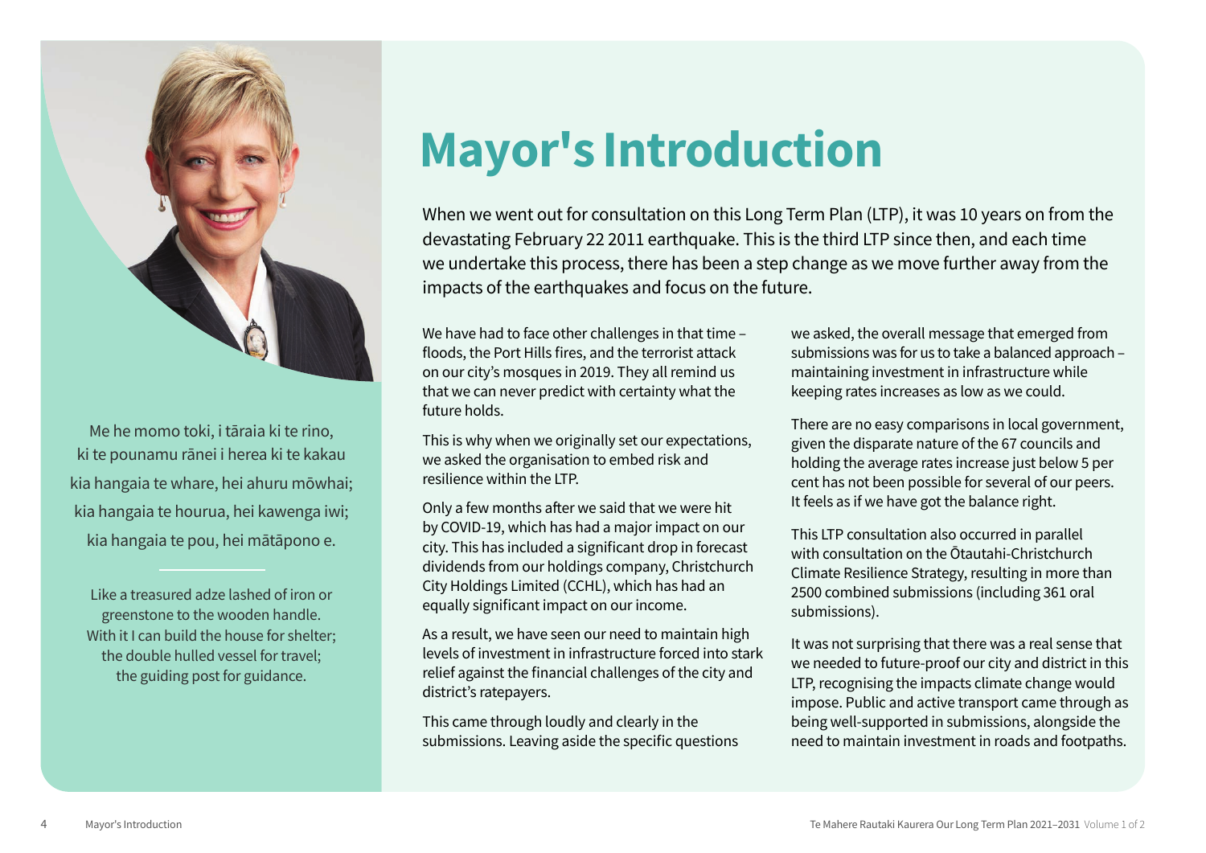# Mayor's Introduction

Me he momo toki, i tāraia ki te rino,
ki te pounamu rānei i herea ki te kakau
kia hangaia te whare, hei ahuru mōwhai;
kia hangaia te hourua, hei kawenga iwi;
kia hangaia te pou, hei mātāpono e.

Like a treasured adze lashed of iron or greenstone to the wooden handle.
With it I can build the house for shelter;
the double hulled vessel for travel;
the guiding post for guidance.

When we went out for consultation on this Long Term Plan (LTP), it was 10 years on from the devastating February 22 2011 earthquake. This is the third LTP since then, and each time we undertake this process, there has been a step change as we move further away from the impacts of the earthquakes and focus on the future.

We have had to face other challenges in that time – floods, the Port Hills fires, and the terrorist attack on our city's mosques in 2019. They all remind us that we can never predict with certainty what the future holds.

This is why when we originally set our expectations, we asked the organisation to embed risk and resilience within the LTP.

Only a few months after we said that we were hit by COVID-19, which has had a major impact on our city. This has included a significant drop in forecast dividends from our holdings company, Christchurch City Holdings Limited (CCHL), which has had an equally significant impact on our income.

As a result, we have seen our need to maintain high levels of investment in infrastructure forced into stark relief against the financial challenges of the city and district's ratepayers.

This came through loudly and clearly in the submissions. Leaving aside the specific questions we asked, the overall message that emerged from submissions was for us to take a balanced approach – maintaining investment in infrastructure while keeping rates increases as low as we could.

There are no easy comparisons in local government, given the disparate nature of the 67 councils and holding the average rates increase just below 5 per cent has not been possible for several of our peers. It feels as if we have got the balance right.

This LTP consultation also occurred in parallel with consultation on the Ōtautahi-Christchurch Climate Resilience Strategy, resulting in more than 2500 combined submissions (including 361 oral submissions).

It was not surprising that there was a real sense that we needed to future-proof our city and district in this LTP, recognising the impacts climate change would impose. Public and active transport came through as being well-supported in submissions, alongside the need to maintain investment in roads and footpaths.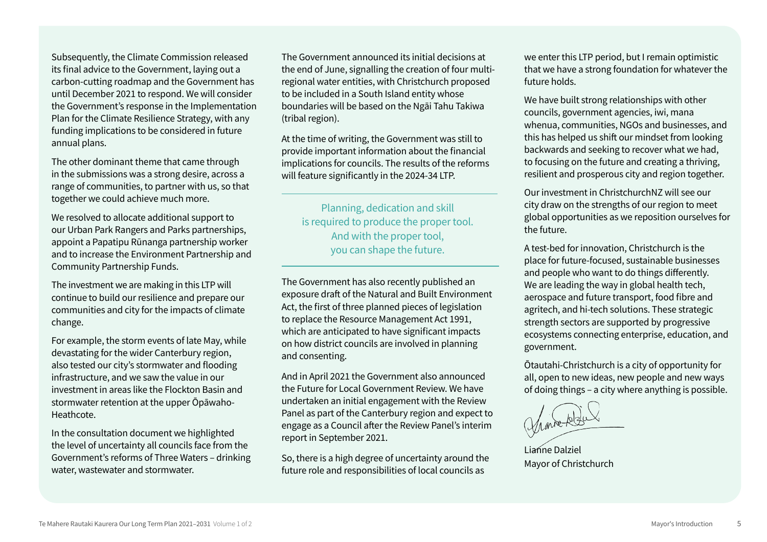Subsequently, the Climate Commission released its final advice to the Government, laying out a carbon-cutting roadmap and the Government has until December 2021 to respond. We will consider the Government's response in the Implementation Plan for the Climate Resilience Strategy, with any funding implications to be considered in future annual plans.

The other dominant theme that came through in the submissions was a strong desire, across a range of communities, to partner with us, so that together we could achieve much more.

We resolved to allocate additional support to our Urban Park Rangers and Parks partnerships, appoint a Papatipu Rūnanga partnership worker and to increase the Environment Partnership and Community Partnership Funds.

The investment we are making in this LTP will continue to build our resilience and prepare our communities and city for the impacts of climate change.

For example, the storm events of late May, while devastating for the wider Canterbury region, also tested our city's stormwater and flooding infrastructure, and we saw the value in our investment in areas like the Flockton Basin and stormwater retention at the upper Ōpāwaho-Heathcote.

In the consultation document we highlighted the level of uncertainty all councils face from the Government's reforms of Three Waters – drinking water, wastewater and stormwater.

The Government announced its initial decisions at the end of June, signalling the creation of four multi-regional water entities, with Christchurch proposed to be included in a South Island entity whose boundaries will be based on the Ngāi Tahu Takiwa (tribal region).

At the time of writing, the Government was still to provide important information about the financial implications for councils. The results of the reforms will feature significantly in the 2024-34 LTP.

> Planning, dedication and skill is required to produce the proper tool. And with the proper tool, you can shape the future.

The Government has also recently published an exposure draft of the Natural and Built Environment Act, the first of three planned pieces of legislation to replace the Resource Management Act 1991, which are anticipated to have significant impacts on how district councils are involved in planning and consenting.

And in April 2021 the Government also announced the Future for Local Government Review. We have undertaken an initial engagement with the Review Panel as part of the Canterbury region and expect to engage as a Council after the Review Panel's interim report in September 2021.

So, there is a high degree of uncertainty around the future role and responsibilities of local councils as we enter this LTP period, but I remain optimistic that we have a strong foundation for whatever the future holds.

We have built strong relationships with other councils, government agencies, iwi, mana whenua, communities, NGOs and businesses, and this has helped us shift our mindset from looking backwards and seeking to recover what we had, to focusing on the future and creating a thriving, resilient and prosperous city and region together.

Our investment in ChristchurchNZ will see our city draw on the strengths of our region to meet global opportunities as we reposition ourselves for the future.

A test-bed for innovation, Christchurch is the place for future-focused, sustainable businesses and people who want to do things differently. We are leading the way in global health tech, aerospace and future transport, food fibre and agritech, and hi-tech solutions. These strategic strength sectors are supported by progressive ecosystems connecting enterprise, education, and government.

Ōtautahi-Christchurch is a city of opportunity for all, open to new ideas, new people and new ways of doing things – a city where anything is possible.

Lianne Dalziel
Mayor of Christchurch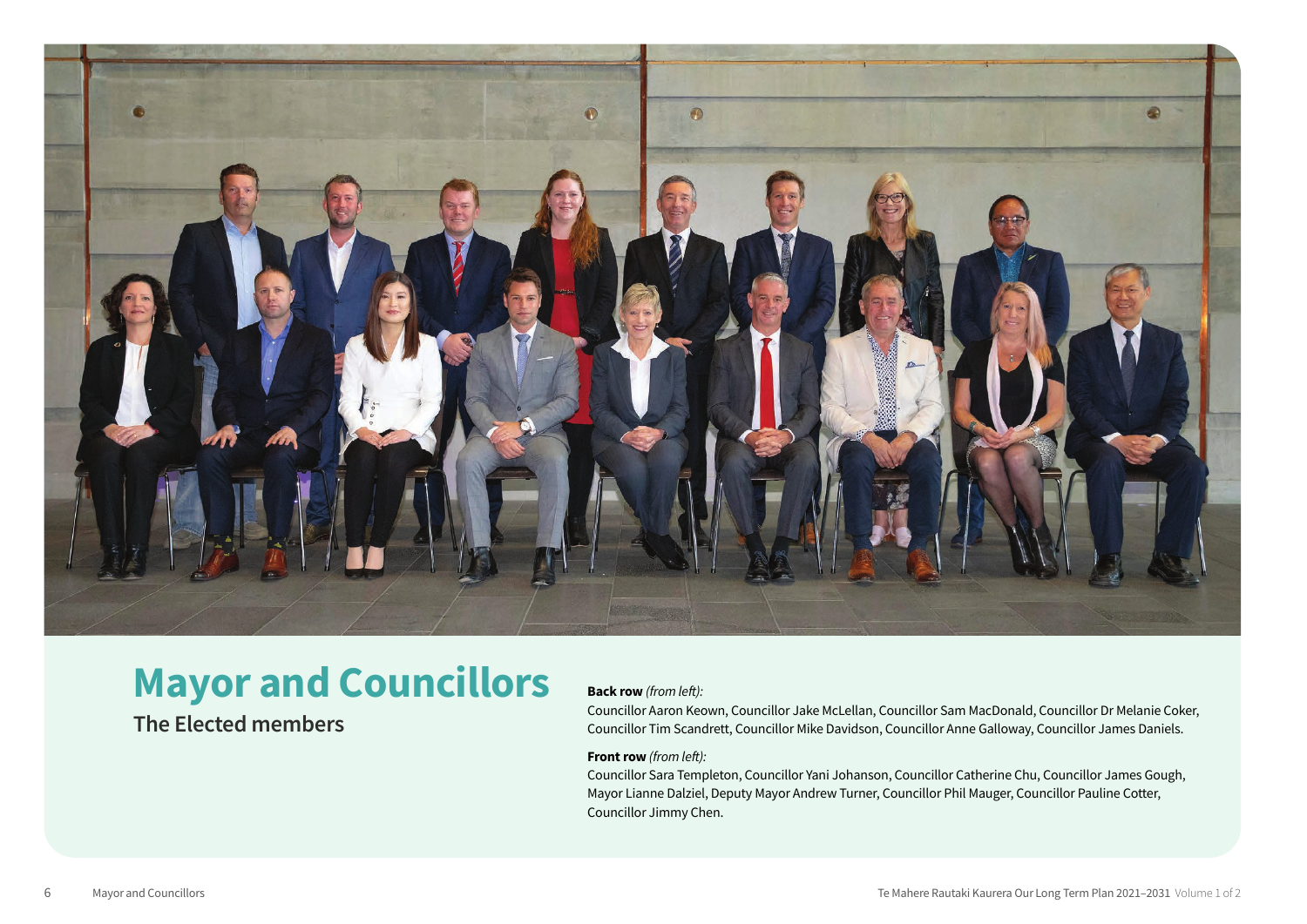# Mayor and Councillors

## The Elected members

**Back row** *(from left):*

Councillor Aaron Keown, Councillor Jake McLellan, Councillor Sam MacDonald, Councillor Dr Melanie Coker, Councillor Tim Scandrett, Councillor Mike Davidson, Councillor Anne Galloway, Councillor James Daniels.

**Front row** *(from left):*

Councillor Sara Templeton, Councillor Yani Johanson, Councillor Catherine Chu, Councillor James Gough, Mayor Lianne Dalziel, Deputy Mayor Andrew Turner, Councillor Phil Mauger, Councillor Pauline Cotter, Councillor Jimmy Chen.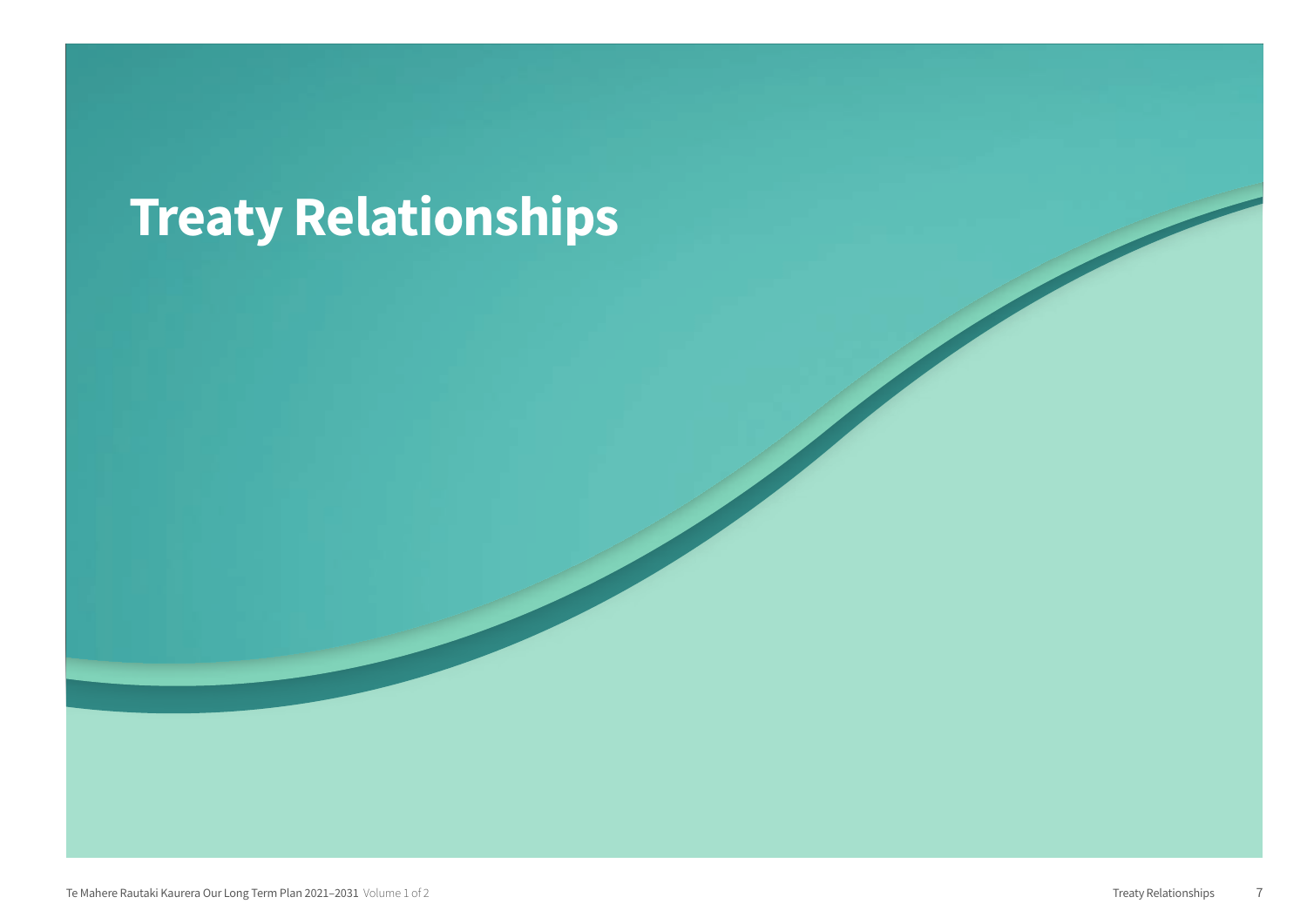# Treaty Relationships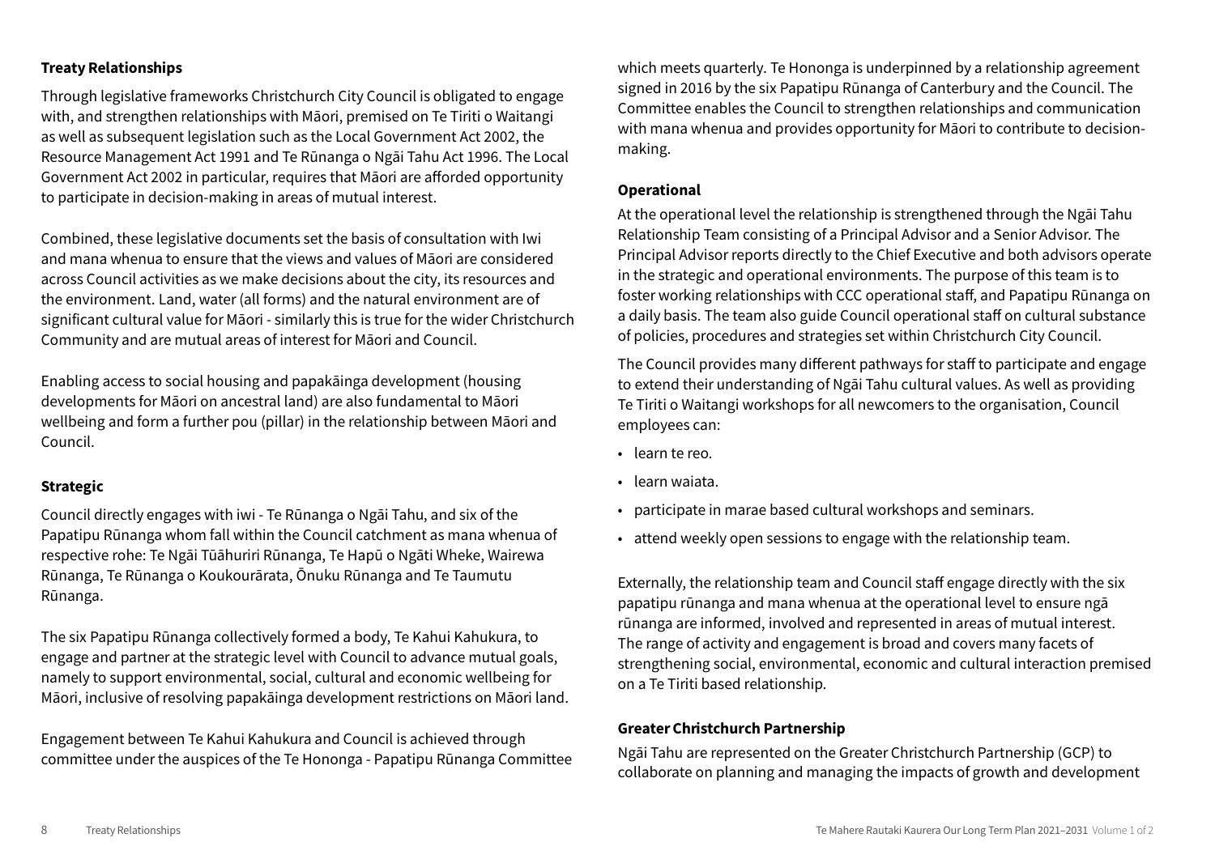### Treaty Relationships

Through legislative frameworks Christchurch City Council is obligated to engage with, and strengthen relationships with Māori, premised on Te Tiriti o Waitangi as well as subsequent legislation such as the Local Government Act 2002, the Resource Management Act 1991 and Te Rūnanga o Ngāi Tahu Act 1996. The Local Government Act 2002 in particular, requires that Māori are afforded opportunity to participate in decision-making in areas of mutual interest.

Combined, these legislative documents set the basis of consultation with Iwi and mana whenua to ensure that the views and values of Māori are considered across Council activities as we make decisions about the city, its resources and the environment. Land, water (all forms) and the natural environment are of significant cultural value for Māori - similarly this is true for the wider Christchurch Community and are mutual areas of interest for Māori and Council.

Enabling access to social housing and papakāinga development (housing developments for Māori on ancestral land) are also fundamental to Māori wellbeing and form a further pou (pillar) in the relationship between Māori and Council.

### Strategic

Council directly engages with iwi - Te Rūnanga o Ngāi Tahu, and six of the Papatipu Rūnanga whom fall within the Council catchment as mana whenua of respective rohe: Te Ngāi Tūāhuriri Rūnanga, Te Hapū o Ngāti Wheke, Wairewa Rūnanga, Te Rūnanga o Koukourārata, Ōnuku Rūnanga and Te Taumutu Rūnanga.

The six Papatipu Rūnanga collectively formed a body, Te Kahui Kahukura, to engage and partner at the strategic level with Council to advance mutual goals, namely to support environmental, social, cultural and economic wellbeing for Māori, inclusive of resolving papakāinga development restrictions on Māori land.

Engagement between Te Kahui Kahukura and Council is achieved through committee under the auspices of the Te Hononga - Papatipu Rūnanga Committee which meets quarterly. Te Hononga is underpinned by a relationship agreement signed in 2016 by the six Papatipu Rūnanga of Canterbury and the Council. The Committee enables the Council to strengthen relationships and communication with mana whenua and provides opportunity for Māori to contribute to decision-making.

### Operational

At the operational level the relationship is strengthened through the Ngāi Tahu Relationship Team consisting of a Principal Advisor and a Senior Advisor. The Principal Advisor reports directly to the Chief Executive and both advisors operate in the strategic and operational environments. The purpose of this team is to foster working relationships with CCC operational staff, and Papatipu Rūnanga on a daily basis. The team also guide Council operational staff on cultural substance of policies, procedures and strategies set within Christchurch City Council.

The Council provides many different pathways for staff to participate and engage to extend their understanding of Ngāi Tahu cultural values. As well as providing Te Tiriti o Waitangi workshops for all newcomers to the organisation, Council employees can:

- learn te reo.
- learn waiata.
- participate in marae based cultural workshops and seminars.
- attend weekly open sessions to engage with the relationship team.

Externally, the relationship team and Council staff engage directly with the six papatipu rūnanga and mana whenua at the operational level to ensure ngā rūnanga are informed, involved and represented in areas of mutual interest. The range of activity and engagement is broad and covers many facets of strengthening social, environmental, economic and cultural interaction premised on a Te Tiriti based relationship.

### Greater Christchurch Partnership

Ngāi Tahu are represented on the Greater Christchurch Partnership (GCP) to collaborate on planning and managing the impacts of growth and development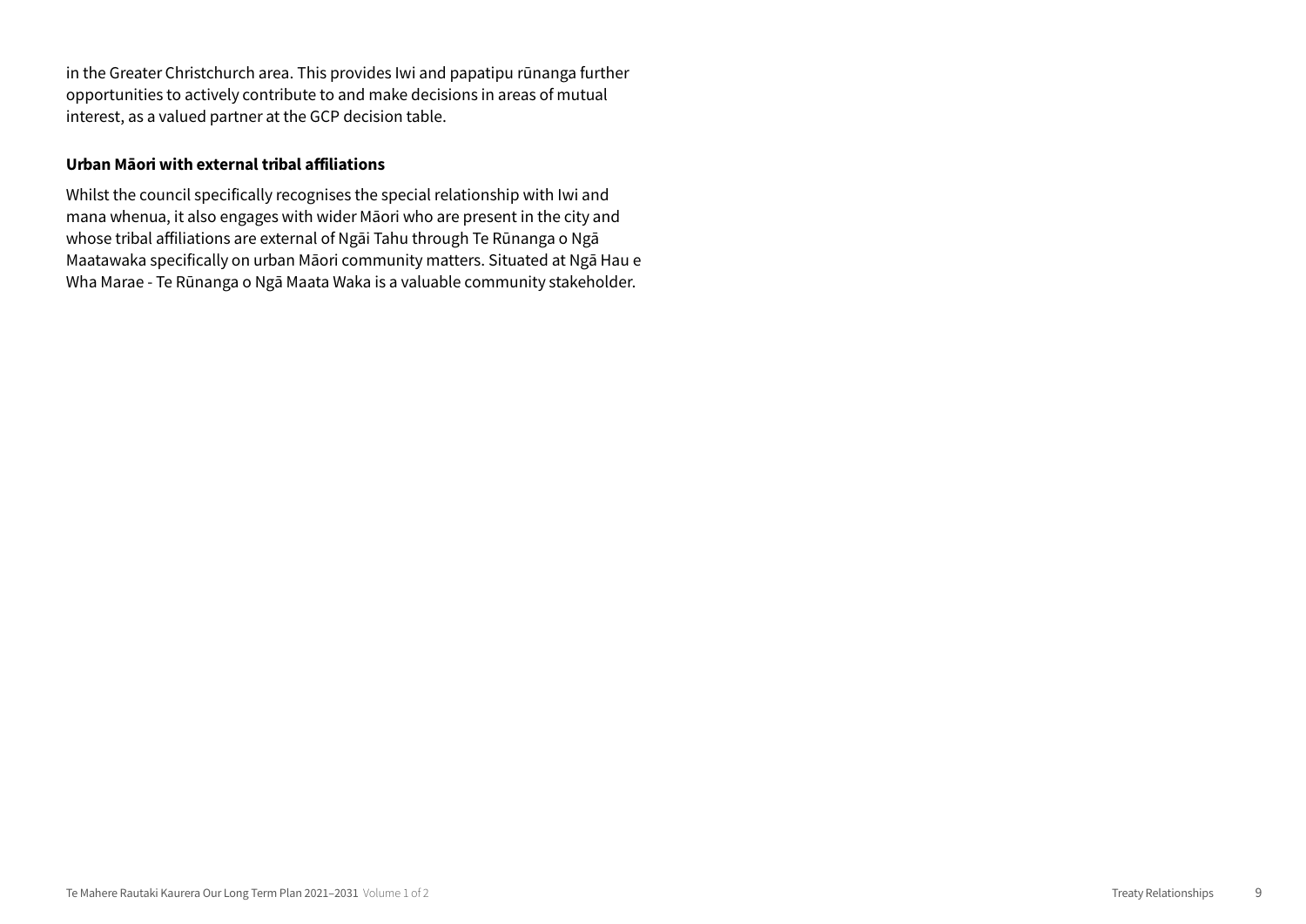in the Greater Christchurch area. This provides Iwi and papatipu rūnanga further opportunities to actively contribute to and make decisions in areas of mutual interest, as a valued partner at the GCP decision table.

**Urban Māori with external tribal affiliations**

Whilst the council specifically recognises the special relationship with Iwi and mana whenua, it also engages with wider Māori who are present in the city and whose tribal affiliations are external of Ngāi Tahu through Te Rūnanga o Ngā Maatawaka specifically on urban Māori community matters. Situated at Ngā Hau e Wha Marae - Te Rūnanga o Ngā Maata Waka is a valuable community stakeholder.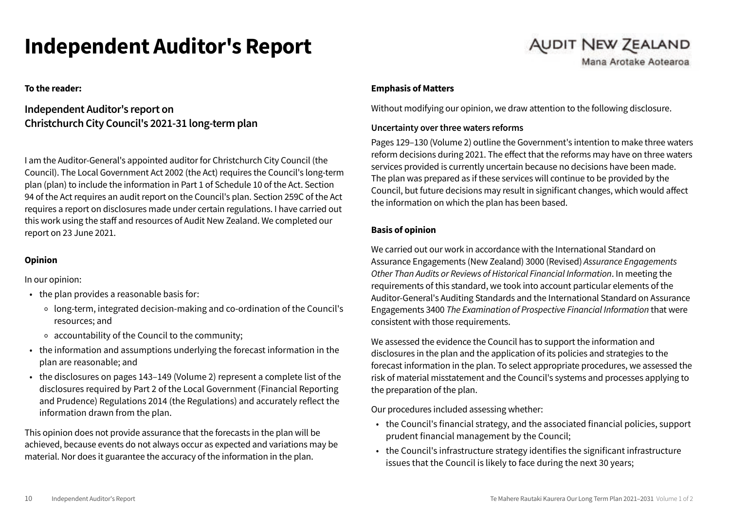# Independent Auditor's Report

AUDIT NEW ZEALAND
Mana Arotake Aotearoa

**To the reader:**

## Independent Auditor's report on Christchurch City Council's 2021-31 long-term plan

I am the Auditor-General's appointed auditor for Christchurch City Council (the Council). The Local Government Act 2002 (the Act) requires the Council's long-term plan (plan) to include the information in Part 1 of Schedule 10 of the Act. Section 94 of the Act requires an audit report on the Council's plan. Section 259C of the Act requires a report on disclosures made under certain regulations. I have carried out this work using the staff and resources of Audit New Zealand. We completed our report on 23 June 2021.

**Opinion**

In our opinion:

- the plan provides a reasonable basis for:
  - long-term, integrated decision-making and co-ordination of the Council's resources; and
  - accountability of the Council to the community;
- the information and assumptions underlying the forecast information in the plan are reasonable; and
- the disclosures on pages 143–149 (Volume 2) represent a complete list of the disclosures required by Part 2 of the Local Government (Financial Reporting and Prudence) Regulations 2014 (the Regulations) and accurately reflect the information drawn from the plan.

This opinion does not provide assurance that the forecasts in the plan will be achieved, because events do not always occur as expected and variations may be material. Nor does it guarantee the accuracy of the information in the plan.

**Emphasis of Matters**

Without modifying our opinion, we draw attention to the following disclosure.

**Uncertainty over three waters reforms**

Pages 129–130 (Volume 2) outline the Government's intention to make three waters reform decisions during 2021. The effect that the reforms may have on three waters services provided is currently uncertain because no decisions have been made. The plan was prepared as if these services will continue to be provided by the Council, but future decisions may result in significant changes, which would affect the information on which the plan has been based.

**Basis of opinion**

We carried out our work in accordance with the International Standard on Assurance Engagements (New Zealand) 3000 (Revised) *Assurance Engagements Other Than Audits or Reviews of Historical Financial Information*. In meeting the requirements of this standard, we took into account particular elements of the Auditor-General's Auditing Standards and the International Standard on Assurance Engagements 3400 *The Examination of Prospective Financial Information* that were consistent with those requirements.

We assessed the evidence the Council has to support the information and disclosures in the plan and the application of its policies and strategies to the forecast information in the plan. To select appropriate procedures, we assessed the risk of material misstatement and the Council's systems and processes applying to the preparation of the plan.

Our procedures included assessing whether:

- the Council's financial strategy, and the associated financial policies, support prudent financial management by the Council;
- the Council's infrastructure strategy identifies the significant infrastructure issues that the Council is likely to face during the next 30 years;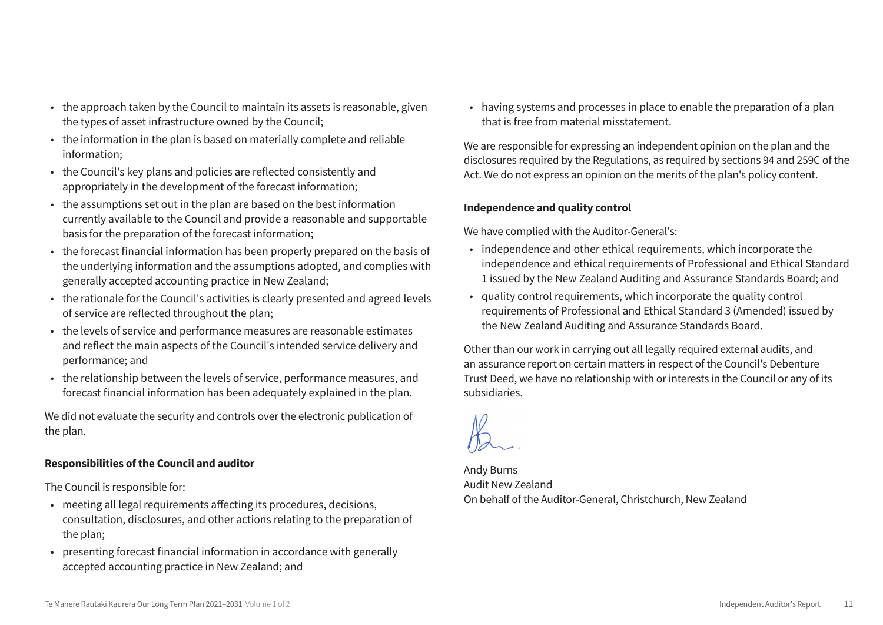- the approach taken by the Council to maintain its assets is reasonable, given the types of asset infrastructure owned by the Council;
- the information in the plan is based on materially complete and reliable information;
- the Council's key plans and policies are reflected consistently and appropriately in the development of the forecast information;
- the assumptions set out in the plan are based on the best information currently available to the Council and provide a reasonable and supportable basis for the preparation of the forecast information;
- the forecast financial information has been properly prepared on the basis of the underlying information and the assumptions adopted, and complies with generally accepted accounting practice in New Zealand;
- the rationale for the Council's activities is clearly presented and agreed levels of service are reflected throughout the plan;
- the levels of service and performance measures are reasonable estimates and reflect the main aspects of the Council's intended service delivery and performance; and
- the relationship between the levels of service, performance measures, and forecast financial information has been adequately explained in the plan.

We did not evaluate the security and controls over the electronic publication of the plan.

**Responsibilities of the Council and auditor**

The Council is responsible for:

- meeting all legal requirements affecting its procedures, decisions, consultation, disclosures, and other actions relating to the preparation of the plan;
- presenting forecast financial information in accordance with generally accepted accounting practice in New Zealand; and
- having systems and processes in place to enable the preparation of a plan that is free from material misstatement.

We are responsible for expressing an independent opinion on the plan and the disclosures required by the Regulations, as required by sections 94 and 259C of the Act. We do not express an opinion on the merits of the plan's policy content.

**Independence and quality control**

We have complied with the Auditor-General's:

- independence and other ethical requirements, which incorporate the independence and ethical requirements of Professional and Ethical Standard 1 issued by the New Zealand Auditing and Assurance Standards Board; and
- quality control requirements, which incorporate the quality control requirements of Professional and Ethical Standard 3 (Amended) issued by the New Zealand Auditing and Assurance Standards Board.

Other than our work in carrying out all legally required external audits, and an assurance report on certain matters in respect of the Council's Debenture Trust Deed, we have no relationship with or interests in the Council or any of its subsidiaries.

Andy Burns
Audit New Zealand
On behalf of the Auditor-General, Christchurch, New Zealand